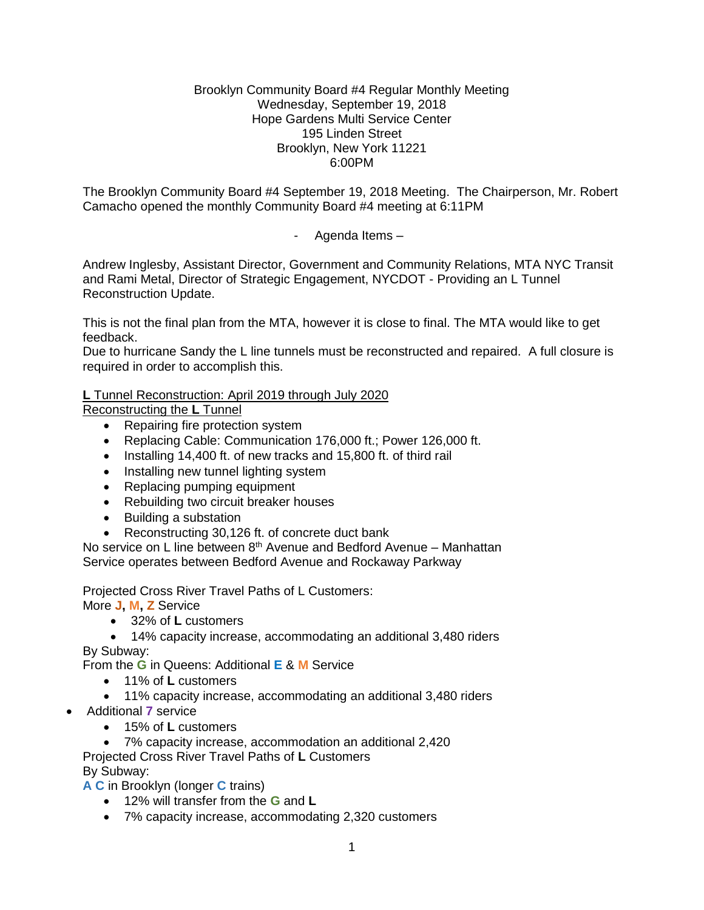Brooklyn Community Board #4 Regular Monthly Meeting
Wednesday, September 19, 2018
Hope Gardens Multi Service Center
195 Linden Street
Brooklyn, New York 11221
6:00PM

The Brooklyn Community Board #4 September 19, 2018 Meeting. The Chairperson, Mr. Robert Camacho opened the monthly Community Board #4 meeting at 6:11PM

- Agenda Items –

Andrew Inglesby, Assistant Director, Government and Community Relations, MTA NYC Transit and Rami Metal, Director of Strategic Engagement, NYCDOT - Providing an L Tunnel Reconstruction Update.

This is not the final plan from the MTA, however it is close to final. The MTA would like to get feedback.
Due to hurricane Sandy the L line tunnels must be reconstructed and repaired. A full closure is required in order to accomplish this.

**L** Tunnel Reconstruction: April 2019 through July 2020
Reconstructing the **L** Tunnel

- Repairing fire protection system
- Replacing Cable: Communication 176,000 ft.; Power 126,000 ft.
- Installing 14,400 ft. of new tracks and 15,800 ft. of third rail
- Installing new tunnel lighting system
- Replacing pumping equipment
- Rebuilding two circuit breaker houses
- Building a substation
- Reconstructing 30,126 ft. of concrete duct bank

No service on L line between 8th Avenue and Bedford Avenue – Manhattan
Service operates between Bedford Avenue and Rockaway Parkway

Projected Cross River Travel Paths of L Customers:
More **J, M, Z** Service

- 32% of **L** customers
- 14% capacity increase, accommodating an additional 3,480 riders

By Subway:
From the **G** in Queens: Additional **E** & **M** Service

- 11% of **L** customers
- 11% capacity increase, accommodating an additional 3,480 riders

- Additional **7** service
  - 15% of **L** customers
  - 7% capacity increase, accommodation an additional 2,420

Projected Cross River Travel Paths of **L** Customers
By Subway:
**A C** in Brooklyn (longer **C** trains)

- 12% will transfer from the **G** and **L**
- 7% capacity increase, accommodating 2,320 customers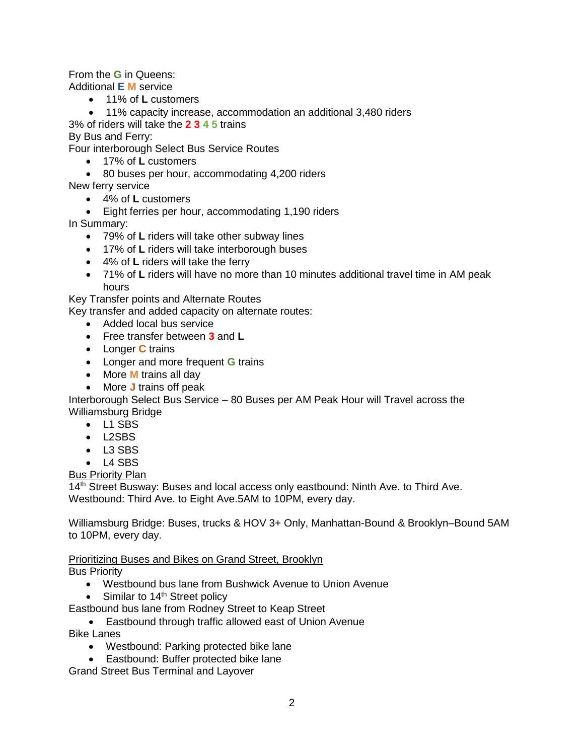From the **G** in Queens:
Additional **E M** service

- 11% of **L** customers
- 11% capacity increase, accommodation an additional 3,480 riders

3% of riders will take the **2 3 4 5** trains
By Bus and Ferry:
Four interborough Select Bus Service Routes

- 17% of **L** customers
- 80 buses per hour, accommodating 4,200 riders

New ferry service

- 4% of **L** customers
- Eight ferries per hour, accommodating 1,190 riders

In Summary:

- 79% of **L** riders will take other subway lines
- 17% of **L** riders will take interborough buses
- 4% of **L** riders will take the ferry
- 71% of **L** riders will have no more than 10 minutes additional travel time in AM peak hours

Key Transfer points and Alternate Routes
Key transfer and added capacity on alternate routes:

- Added local bus service
- Free transfer between **3** and **L**
- Longer **C** trains
- Longer and more frequent **G** trains
- More **M** trains all day
- More **J** trains off peak

Interborough Select Bus Service – 80 Buses per AM Peak Hour will Travel across the Williamsburg Bridge

- L1 SBS
- L2SBS
- L3 SBS
- L4 SBS

<u>Bus Priority Plan</u>
14th Street Busway: Buses and local access only eastbound: Ninth Ave. to Third Ave. Westbound: Third Ave. to Eight Ave.5AM to 10PM, every day.

Williamsburg Bridge: Buses, trucks & HOV 3+ Only, Manhattan-Bound & Brooklyn–Bound 5AM to 10PM, every day.

<u>Prioritizing Buses and Bikes on Grand Street, Brooklyn</u>
Bus Priority

- Westbound bus lane from Bushwick Avenue to Union Avenue
- Similar to 14th Street policy

Eastbound bus lane from Rodney Street to Keap Street

- Eastbound through traffic allowed east of Union Avenue

Bike Lanes

- Westbound: Parking protected bike lane
- Eastbound: Buffer protected bike lane

Grand Street Bus Terminal and Layover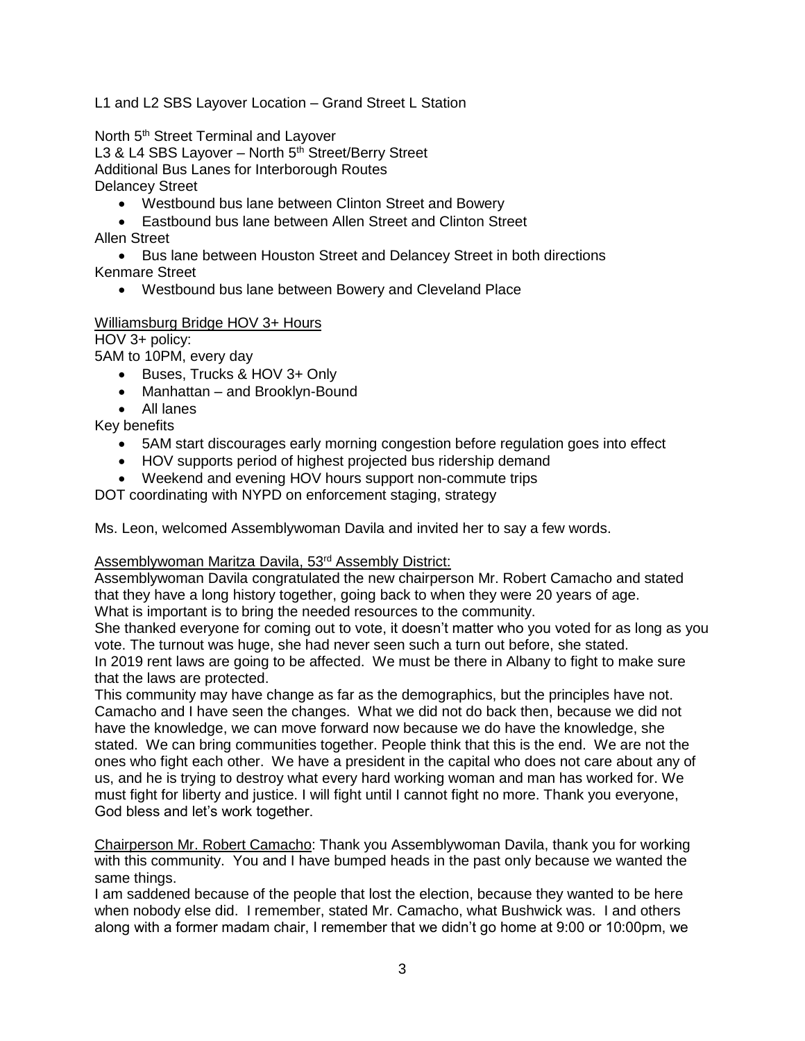L1 and L2 SBS Layover Location – Grand Street L Station

North 5th Street Terminal and Layover
L3 & L4 SBS Layover – North 5th Street/Berry Street
Additional Bus Lanes for Interborough Routes
Delancey Street

- Westbound bus lane between Clinton Street and Bowery
- Eastbound bus lane between Allen Street and Clinton Street

Allen Street

- Bus lane between Houston Street and Delancey Street in both directions

Kenmare Street

- Westbound bus lane between Bowery and Cleveland Place

<u>Williamsburg Bridge HOV 3+ Hours</u>
HOV 3+ policy:
5AM to 10PM, every day

- Buses, Trucks & HOV 3+ Only
- Manhattan – and Brooklyn-Bound
- All lanes

Key benefits

- 5AM start discourages early morning congestion before regulation goes into effect
- HOV supports period of highest projected bus ridership demand
- Weekend and evening HOV hours support non-commute trips

DOT coordinating with NYPD on enforcement staging, strategy

Ms. Leon, welcomed Assemblywoman Davila and invited her to say a few words.

<u>Assemblywoman Maritza Davila, 53rd Assembly District:</u>
Assemblywoman Davila congratulated the new chairperson Mr. Robert Camacho and stated that they have a long history together, going back to when they were 20 years of age.
What is important is to bring the needed resources to the community.
She thanked everyone for coming out to vote, it doesn't matter who you voted for as long as you vote. The turnout was huge, she had never seen such a turn out before, she stated.
In 2019 rent laws are going to be affected. We must be there in Albany to fight to make sure that the laws are protected.
This community may have change as far as the demographics, but the principles have not. Camacho and I have seen the changes. What we did not do back then, because we did not have the knowledge, we can move forward now because we do have the knowledge, she stated. We can bring communities together. People think that this is the end. We are not the ones who fight each other. We have a president in the capital who does not care about any of us, and he is trying to destroy what every hard working woman and man has worked for. We must fight for liberty and justice. I will fight until I cannot fight no more. Thank you everyone, God bless and let's work together.

<u>Chairperson Mr. Robert Camacho</u>: Thank you Assemblywoman Davila, thank you for working with this community. You and I have bumped heads in the past only because we wanted the same things.
I am saddened because of the people that lost the election, because they wanted to be here when nobody else did. I remember, stated Mr. Camacho, what Bushwick was. I and others along with a former madam chair, I remember that we didn't go home at 9:00 or 10:00pm, we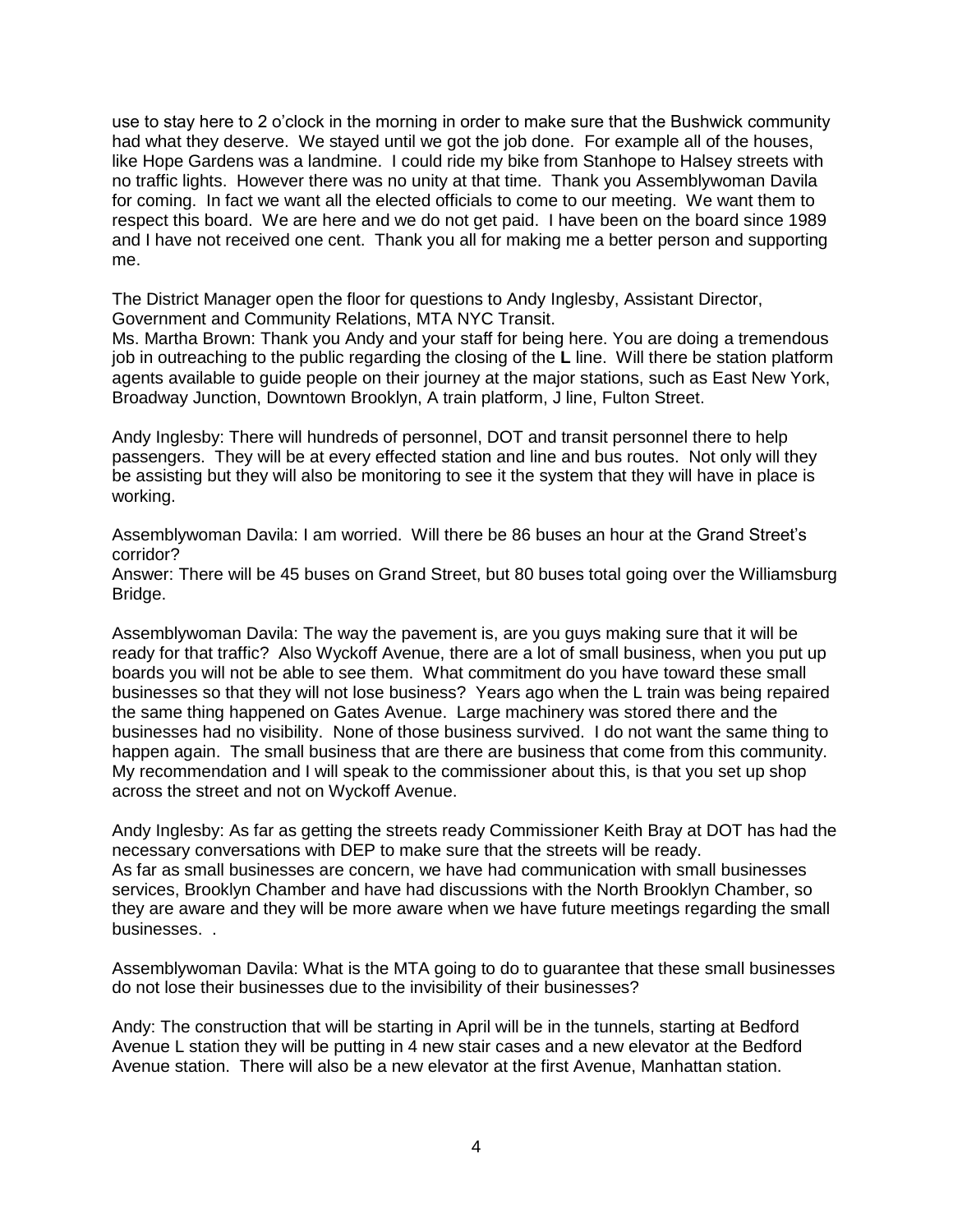use to stay here to 2 o'clock in the morning in order to make sure that the Bushwick community had what they deserve. We stayed until we got the job done. For example all of the houses, like Hope Gardens was a landmine. I could ride my bike from Stanhope to Halsey streets with no traffic lights. However there was no unity at that time. Thank you Assemblywoman Davila for coming. In fact we want all the elected officials to come to our meeting. We want them to respect this board. We are here and we do not get paid. I have been on the board since 1989 and I have not received one cent. Thank you all for making me a better person and supporting me.

The District Manager open the floor for questions to Andy Inglesby, Assistant Director, Government and Community Relations, MTA NYC Transit.

Ms. Martha Brown: Thank you Andy and your staff for being here. You are doing a tremendous job in outreaching to the public regarding the closing of the **L** line. Will there be station platform agents available to guide people on their journey at the major stations, such as East New York, Broadway Junction, Downtown Brooklyn, A train platform, J line, Fulton Street.

Andy Inglesby: There will hundreds of personnel, DOT and transit personnel there to help passengers. They will be at every effected station and line and bus routes. Not only will they be assisting but they will also be monitoring to see it the system that they will have in place is working.

Assemblywoman Davila: I am worried. Will there be 86 buses an hour at the Grand Street's corridor?

Answer: There will be 45 buses on Grand Street, but 80 buses total going over the Williamsburg Bridge.

Assemblywoman Davila: The way the pavement is, are you guys making sure that it will be ready for that traffic? Also Wyckoff Avenue, there are a lot of small business, when you put up boards you will not be able to see them. What commitment do you have toward these small businesses so that they will not lose business? Years ago when the L train was being repaired the same thing happened on Gates Avenue. Large machinery was stored there and the businesses had no visibility. None of those business survived. I do not want the same thing to happen again. The small business that are there are business that come from this community. My recommendation and I will speak to the commissioner about this, is that you set up shop across the street and not on Wyckoff Avenue.

Andy Inglesby: As far as getting the streets ready Commissioner Keith Bray at DOT has had the necessary conversations with DEP to make sure that the streets will be ready.

As far as small businesses are concern, we have had communication with small businesses services, Brooklyn Chamber and have had discussions with the North Brooklyn Chamber, so they are aware and they will be more aware when we have future meetings regarding the small businesses. .

Assemblywoman Davila: What is the MTA going to do to guarantee that these small businesses do not lose their businesses due to the invisibility of their businesses?

Andy: The construction that will be starting in April will be in the tunnels, starting at Bedford Avenue L station they will be putting in 4 new stair cases and a new elevator at the Bedford Avenue station. There will also be a new elevator at the first Avenue, Manhattan station.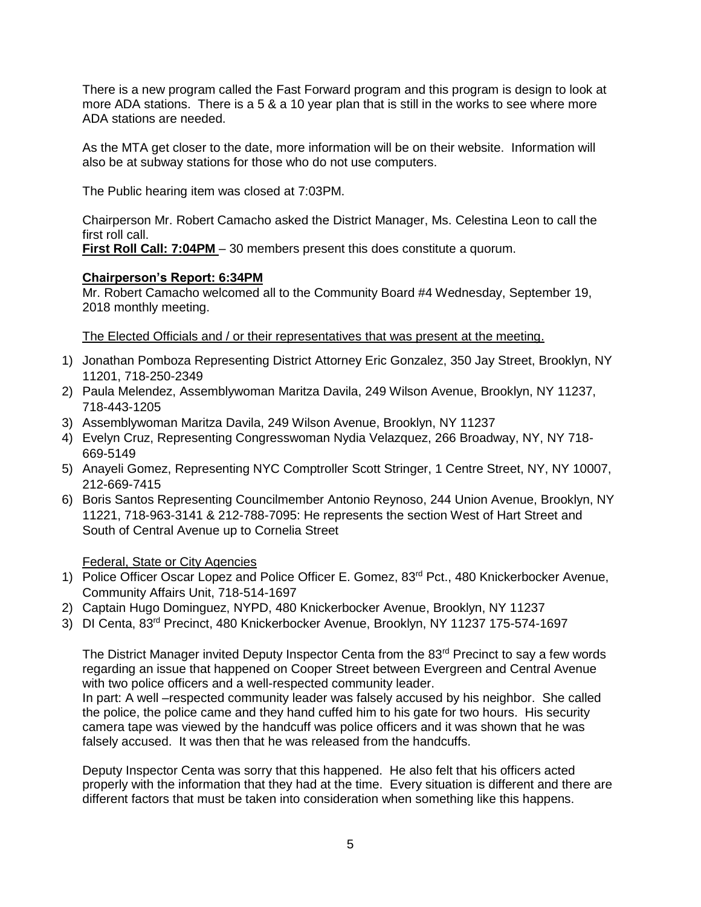There is a new program called the Fast Forward program and this program is design to look at more ADA stations. There is a 5 & a 10 year plan that is still in the works to see where more ADA stations are needed.

As the MTA get closer to the date, more information will be on their website. Information will also be at subway stations for those who do not use computers.

The Public hearing item was closed at 7:03PM.

Chairperson Mr. Robert Camacho asked the District Manager, Ms. Celestina Leon to call the first roll call.
**First Roll Call: 7:04PM** – 30 members present this does constitute a quorum.

**Chairperson's Report: 6:34PM**
Mr. Robert Camacho welcomed all to the Community Board #4 Wednesday, September 19, 2018 monthly meeting.

The Elected Officials and / or their representatives that was present at the meeting.

1) Jonathan Pomboza Representing District Attorney Eric Gonzalez, 350 Jay Street, Brooklyn, NY 11201, 718-250-2349
2) Paula Melendez, Assemblywoman Maritza Davila, 249 Wilson Avenue, Brooklyn, NY 11237, 718-443-1205
3) Assemblywoman Maritza Davila, 249 Wilson Avenue, Brooklyn, NY 11237
4) Evelyn Cruz, Representing Congresswoman Nydia Velazquez, 266 Broadway, NY, NY 718-669-5149
5) Anayeli Gomez, Representing NYC Comptroller Scott Stringer, 1 Centre Street, NY, NY 10007, 212-669-7415
6) Boris Santos Representing Councilmember Antonio Reynoso, 244 Union Avenue, Brooklyn, NY 11221, 718-963-3141 & 212-788-7095: He represents the section West of Hart Street and South of Central Avenue up to Cornelia Street

Federal, State or City Agencies

1) Police Officer Oscar Lopez and Police Officer E. Gomez, 83rd Pct., 480 Knickerbocker Avenue, Community Affairs Unit, 718-514-1697
2) Captain Hugo Dominguez, NYPD, 480 Knickerbocker Avenue, Brooklyn, NY 11237
3) DI Centa, 83rd Precinct, 480 Knickerbocker Avenue, Brooklyn, NY 11237 175-574-1697

The District Manager invited Deputy Inspector Centa from the 83rd Precinct to say a few words regarding an issue that happened on Cooper Street between Evergreen and Central Avenue with two police officers and a well-respected community leader.
In part: A well –respected community leader was falsely accused by his neighbor. She called the police, the police came and they hand cuffed him to his gate for two hours. His security camera tape was viewed by the handcuff was police officers and it was shown that he was falsely accused. It was then that he was released from the handcuffs.

Deputy Inspector Centa was sorry that this happened. He also felt that his officers acted properly with the information that they had at the time. Every situation is different and there are different factors that must be taken into consideration when something like this happens.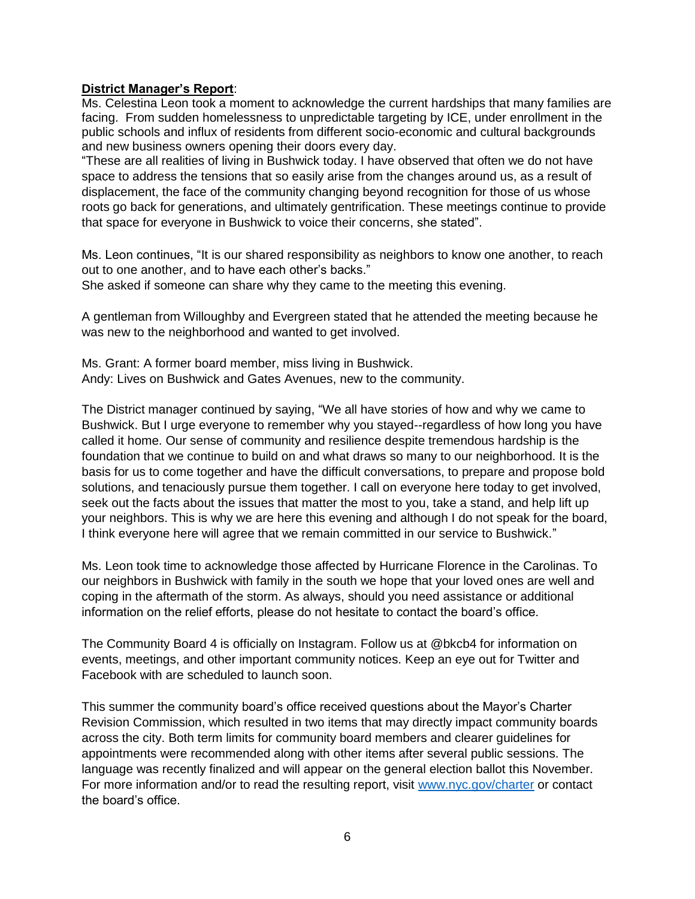**District Manager's Report**:

Ms. Celestina Leon took a moment to acknowledge the current hardships that many families are facing. From sudden homelessness to unpredictable targeting by ICE, under enrollment in the public schools and influx of residents from different socio-economic and cultural backgrounds and new business owners opening their doors every day.

"These are all realities of living in Bushwick today. I have observed that often we do not have space to address the tensions that so easily arise from the changes around us, as a result of displacement, the face of the community changing beyond recognition for those of us whose roots go back for generations, and ultimately gentrification. These meetings continue to provide that space for everyone in Bushwick to voice their concerns, she stated".

Ms. Leon continues, "It is our shared responsibility as neighbors to know one another, to reach out to one another, and to have each other's backs."

She asked if someone can share why they came to the meeting this evening.

A gentleman from Willoughby and Evergreen stated that he attended the meeting because he was new to the neighborhood and wanted to get involved.

Ms. Grant: A former board member, miss living in Bushwick.

Andy: Lives on Bushwick and Gates Avenues, new to the community.

The District manager continued by saying, "We all have stories of how and why we came to Bushwick. But I urge everyone to remember why you stayed--regardless of how long you have called it home. Our sense of community and resilience despite tremendous hardship is the foundation that we continue to build on and what draws so many to our neighborhood. It is the basis for us to come together and have the difficult conversations, to prepare and propose bold solutions, and tenaciously pursue them together. I call on everyone here today to get involved, seek out the facts about the issues that matter the most to you, take a stand, and help lift up your neighbors. This is why we are here this evening and although I do not speak for the board, I think everyone here will agree that we remain committed in our service to Bushwick."

Ms. Leon took time to acknowledge those affected by Hurricane Florence in the Carolinas. To our neighbors in Bushwick with family in the south we hope that your loved ones are well and coping in the aftermath of the storm. As always, should you need assistance or additional information on the relief efforts, please do not hesitate to contact the board's office.

The Community Board 4 is officially on Instagram. Follow us at @bkcb4 for information on events, meetings, and other important community notices. Keep an eye out for Twitter and Facebook with are scheduled to launch soon.

This summer the community board's office received questions about the Mayor's Charter Revision Commission, which resulted in two items that may directly impact community boards across the city. Both term limits for community board members and clearer guidelines for appointments were recommended along with other items after several public sessions. The language was recently finalized and will appear on the general election ballot this November. For more information and/or to read the resulting report, visit www.nyc.gov/charter or contact the board's office.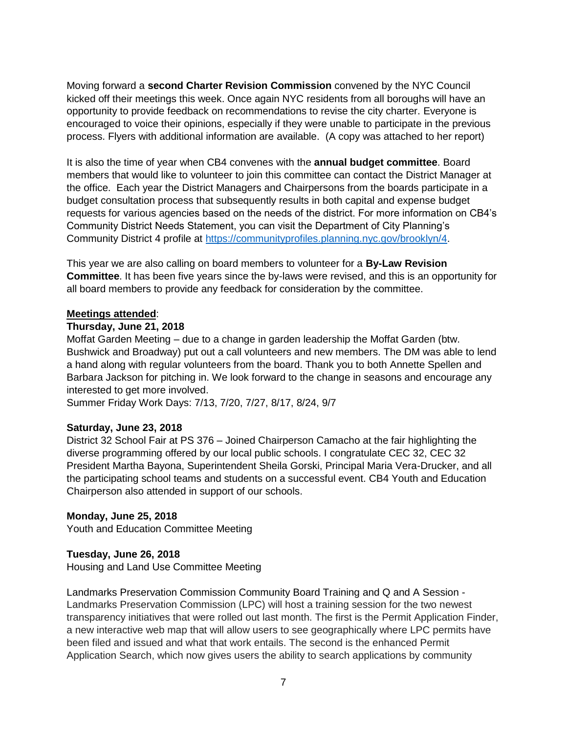Moving forward a **second Charter Revision Commission** convened by the NYC Council kicked off their meetings this week. Once again NYC residents from all boroughs will have an opportunity to provide feedback on recommendations to revise the city charter. Everyone is encouraged to voice their opinions, especially if they were unable to participate in the previous process. Flyers with additional information are available. (A copy was attached to her report)

It is also the time of year when CB4 convenes with the **annual budget committee**. Board members that would like to volunteer to join this committee can contact the District Manager at the office. Each year the District Managers and Chairpersons from the boards participate in a budget consultation process that subsequently results in both capital and expense budget requests for various agencies based on the needs of the district. For more information on CB4's Community District Needs Statement, you can visit the Department of City Planning's Community District 4 profile at [https://communityprofiles.planning.nyc.gov/brooklyn/4](https://communityprofiles.planning.nyc.gov/brooklyn/4).

This year we are also calling on board members to volunteer for a **By-Law Revision Committee**. It has been five years since the by-laws were revised, and this is an opportunity for all board members to provide any feedback for consideration by the committee.

**Meetings attended**:

**Thursday, June 21, 2018**

Moffat Garden Meeting – due to a change in garden leadership the Moffat Garden (btw. Bushwick and Broadway) put out a call volunteers and new members. The DM was able to lend a hand along with regular volunteers from the board. Thank you to both Annette Spellen and Barbara Jackson for pitching in. We look forward to the change in seasons and encourage any interested to get more involved.

Summer Friday Work Days: 7/13, 7/20, 7/27, 8/17, 8/24, 9/7

**Saturday, June 23, 2018**

District 32 School Fair at PS 376 – Joined Chairperson Camacho at the fair highlighting the diverse programming offered by our local public schools. I congratulate CEC 32, CEC 32 President Martha Bayona, Superintendent Sheila Gorski, Principal Maria Vera-Drucker, and all the participating school teams and students on a successful event. CB4 Youth and Education Chairperson also attended in support of our schools.

**Monday, June 25, 2018**

Youth and Education Committee Meeting

**Tuesday, June 26, 2018**

Housing and Land Use Committee Meeting

Landmarks Preservation Commission Community Board Training and Q and A Session - Landmarks Preservation Commission (LPC) will host a training session for the two newest transparency initiatives that were rolled out last month. The first is the Permit Application Finder, a new interactive web map that will allow users to see geographically where LPC permits have been filed and issued and what that work entails. The second is the enhanced Permit Application Search, which now gives users the ability to search applications by community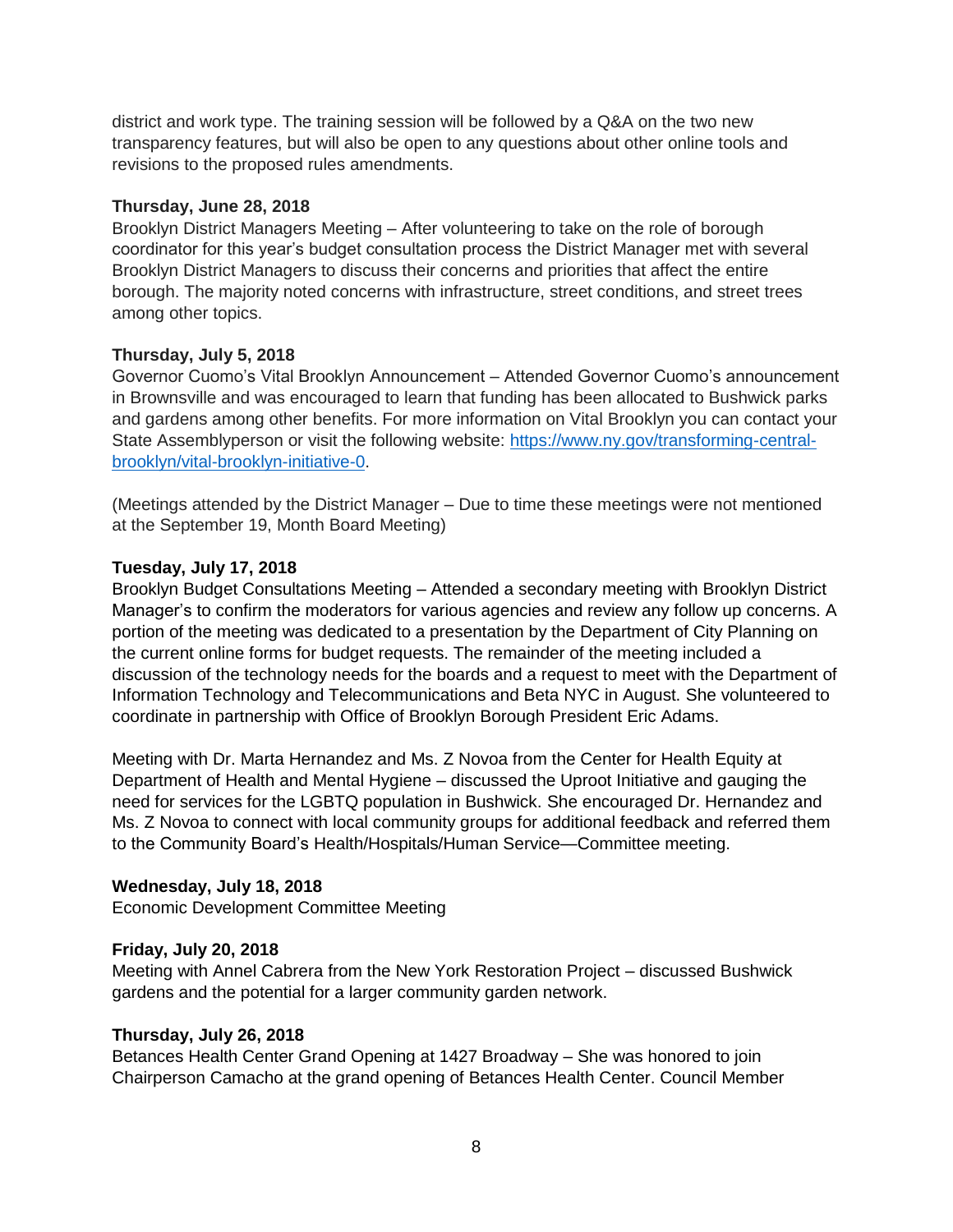district and work type. The training session will be followed by a Q&A on the two new transparency features, but will also be open to any questions about other online tools and revisions to the proposed rules amendments.

**Thursday, June 28, 2018**
Brooklyn District Managers Meeting – After volunteering to take on the role of borough coordinator for this year's budget consultation process the District Manager met with several Brooklyn District Managers to discuss their concerns and priorities that affect the entire borough. The majority noted concerns with infrastructure, street conditions, and street trees among other topics.

**Thursday, July 5, 2018**
Governor Cuomo's Vital Brooklyn Announcement – Attended Governor Cuomo's announcement in Brownsville and was encouraged to learn that funding has been allocated to Bushwick parks and gardens among other benefits. For more information on Vital Brooklyn you can contact your State Assemblyperson or visit the following website: [https://www.ny.gov/transforming-central-brooklyn/vital-brooklyn-initiative-0](https://www.ny.gov/transforming-central-brooklyn/vital-brooklyn-initiative-0).

(Meetings attended by the District Manager – Due to time these meetings were not mentioned at the September 19, Month Board Meeting)

**Tuesday, July 17, 2018**
Brooklyn Budget Consultations Meeting – Attended a secondary meeting with Brooklyn District Manager's to confirm the moderators for various agencies and review any follow up concerns. A portion of the meeting was dedicated to a presentation by the Department of City Planning on the current online forms for budget requests. The remainder of the meeting included a discussion of the technology needs for the boards and a request to meet with the Department of Information Technology and Telecommunications and Beta NYC in August. She volunteered to coordinate in partnership with Office of Brooklyn Borough President Eric Adams.

Meeting with Dr. Marta Hernandez and Ms. Z Novoa from the Center for Health Equity at Department of Health and Mental Hygiene – discussed the Uproot Initiative and gauging the need for services for the LGBTQ population in Bushwick. She encouraged Dr. Hernandez and Ms. Z Novoa to connect with local community groups for additional feedback and referred them to the Community Board's Health/Hospitals/Human Service—Committee meeting.

**Wednesday, July 18, 2018**
Economic Development Committee Meeting

**Friday, July 20, 2018**
Meeting with Annel Cabrera from the New York Restoration Project – discussed Bushwick gardens and the potential for a larger community garden network.

**Thursday, July 26, 2018**
Betances Health Center Grand Opening at 1427 Broadway – She was honored to join Chairperson Camacho at the grand opening of Betances Health Center. Council Member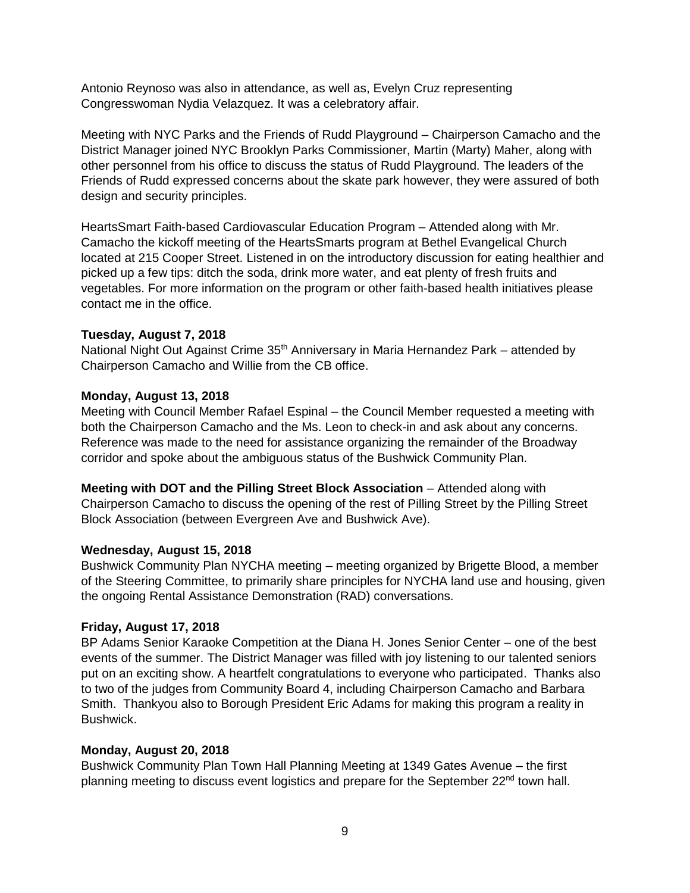Antonio Reynoso was also in attendance, as well as, Evelyn Cruz representing Congresswoman Nydia Velazquez. It was a celebratory affair.

Meeting with NYC Parks and the Friends of Rudd Playground – Chairperson Camacho and the District Manager joined NYC Brooklyn Parks Commissioner, Martin (Marty) Maher, along with other personnel from his office to discuss the status of Rudd Playground. The leaders of the Friends of Rudd expressed concerns about the skate park however, they were assured of both design and security principles.

HeartsSmart Faith-based Cardiovascular Education Program – Attended along with Mr. Camacho the kickoff meeting of the HeartsSmarts program at Bethel Evangelical Church located at 215 Cooper Street. Listened in on the introductory discussion for eating healthier and picked up a few tips: ditch the soda, drink more water, and eat plenty of fresh fruits and vegetables. For more information on the program or other faith-based health initiatives please contact me in the office.

**Tuesday, August 7, 2018**
National Night Out Against Crime 35th Anniversary in Maria Hernandez Park – attended by Chairperson Camacho and Willie from the CB office.

**Monday, August 13, 2018**
Meeting with Council Member Rafael Espinal – the Council Member requested a meeting with both the Chairperson Camacho and the Ms. Leon to check-in and ask about any concerns. Reference was made to the need for assistance organizing the remainder of the Broadway corridor and spoke about the ambiguous status of the Bushwick Community Plan.

**Meeting with DOT and the Pilling Street Block Association** – Attended along with Chairperson Camacho to discuss the opening of the rest of Pilling Street by the Pilling Street Block Association (between Evergreen Ave and Bushwick Ave).

**Wednesday, August 15, 2018**
Bushwick Community Plan NYCHA meeting – meeting organized by Brigette Blood, a member of the Steering Committee, to primarily share principles for NYCHA land use and housing, given the ongoing Rental Assistance Demonstration (RAD) conversations.

**Friday, August 17, 2018**
BP Adams Senior Karaoke Competition at the Diana H. Jones Senior Center – one of the best events of the summer. The District Manager was filled with joy listening to our talented seniors put on an exciting show. A heartfelt congratulations to everyone who participated. Thanks also to two of the judges from Community Board 4, including Chairperson Camacho and Barbara Smith. Thankyou also to Borough President Eric Adams for making this program a reality in Bushwick.

**Monday, August 20, 2018**
Bushwick Community Plan Town Hall Planning Meeting at 1349 Gates Avenue – the first planning meeting to discuss event logistics and prepare for the September 22nd town hall.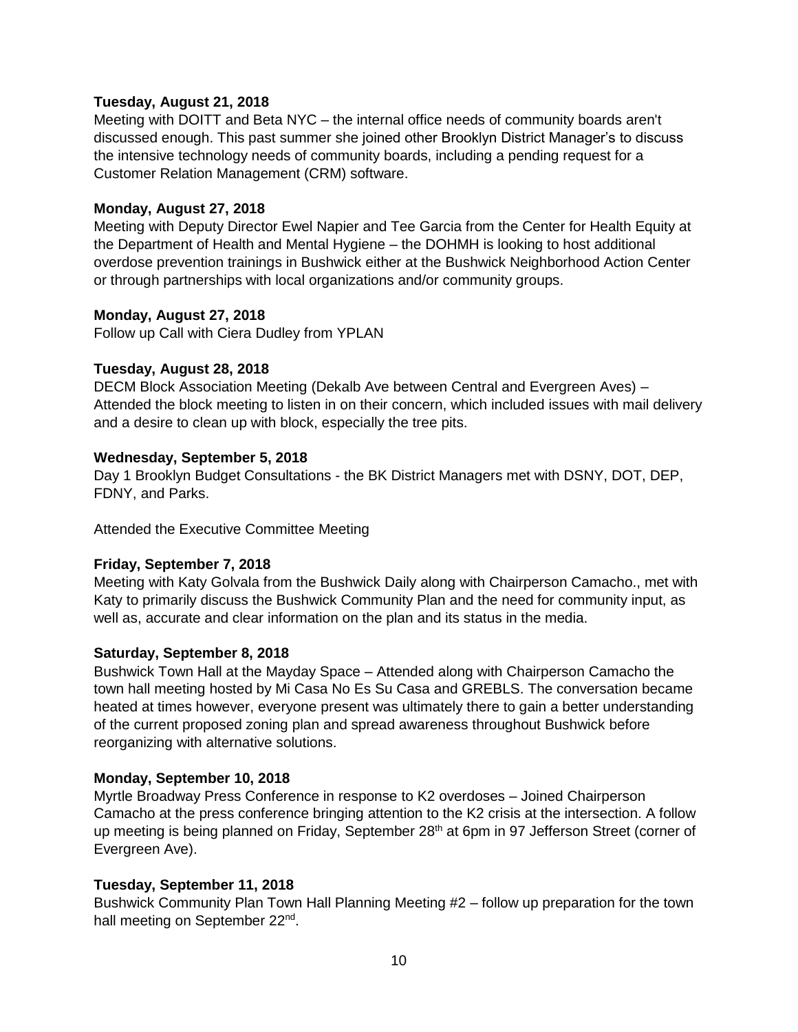**Tuesday, August 21, 2018**
Meeting with DOITT and Beta NYC – the internal office needs of community boards aren't discussed enough. This past summer she joined other Brooklyn District Manager's to discuss the intensive technology needs of community boards, including a pending request for a Customer Relation Management (CRM) software.

**Monday, August 27, 2018**
Meeting with Deputy Director Ewel Napier and Tee Garcia from the Center for Health Equity at the Department of Health and Mental Hygiene – the DOHMH is looking to host additional overdose prevention trainings in Bushwick either at the Bushwick Neighborhood Action Center or through partnerships with local organizations and/or community groups.

**Monday, August 27, 2018**
Follow up Call with Ciera Dudley from YPLAN

**Tuesday, August 28, 2018**
DECM Block Association Meeting (Dekalb Ave between Central and Evergreen Aves) – Attended the block meeting to listen in on their concern, which included issues with mail delivery and a desire to clean up with block, especially the tree pits.

**Wednesday, September 5, 2018**
Day 1 Brooklyn Budget Consultations - the BK District Managers met with DSNY, DOT, DEP, FDNY, and Parks.

Attended the Executive Committee Meeting

**Friday, September 7, 2018**
Meeting with Katy Golvala from the Bushwick Daily along with Chairperson Camacho., met with Katy to primarily discuss the Bushwick Community Plan and the need for community input, as well as, accurate and clear information on the plan and its status in the media.

**Saturday, September 8, 2018**
Bushwick Town Hall at the Mayday Space – Attended along with Chairperson Camacho the town hall meeting hosted by Mi Casa No Es Su Casa and GREBLS. The conversation became heated at times however, everyone present was ultimately there to gain a better understanding of the current proposed zoning plan and spread awareness throughout Bushwick before reorganizing with alternative solutions.

**Monday, September 10, 2018**
Myrtle Broadway Press Conference in response to K2 overdoses – Joined Chairperson Camacho at the press conference bringing attention to the K2 crisis at the intersection. A follow up meeting is being planned on Friday, September 28th at 6pm in 97 Jefferson Street (corner of Evergreen Ave).

**Tuesday, September 11, 2018**
Bushwick Community Plan Town Hall Planning Meeting #2 – follow up preparation for the town hall meeting on September 22nd.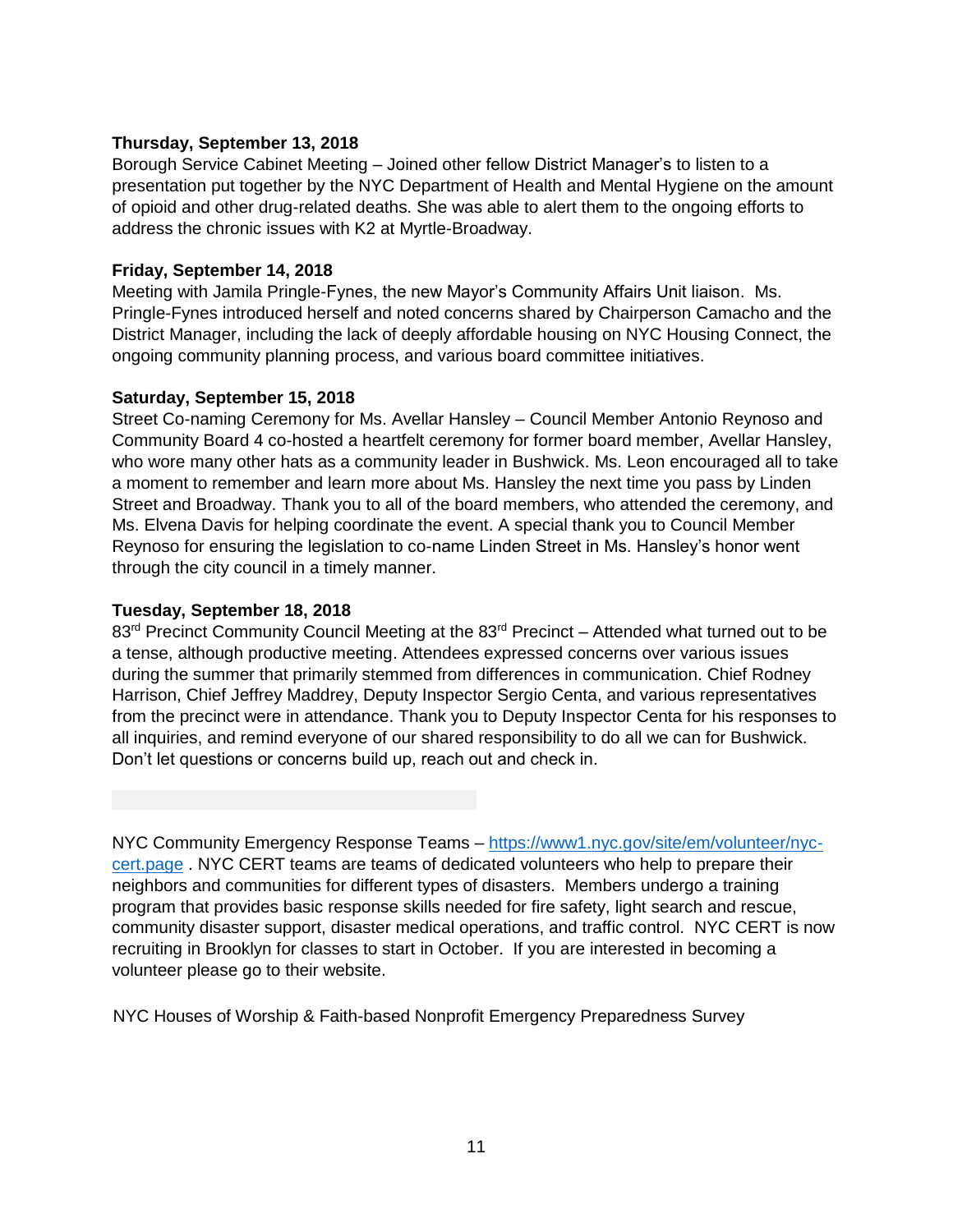**Thursday, September 13, 2018**

Borough Service Cabinet Meeting – Joined other fellow District Manager's to listen to a presentation put together by the NYC Department of Health and Mental Hygiene on the amount of opioid and other drug-related deaths. She was able to alert them to the ongoing efforts to address the chronic issues with K2 at Myrtle-Broadway.

**Friday, September 14, 2018**

Meeting with Jamila Pringle-Fynes, the new Mayor's Community Affairs Unit liaison. Ms. Pringle-Fynes introduced herself and noted concerns shared by Chairperson Camacho and the District Manager, including the lack of deeply affordable housing on NYC Housing Connect, the ongoing community planning process, and various board committee initiatives.

**Saturday, September 15, 2018**

Street Co-naming Ceremony for Ms. Avellar Hansley – Council Member Antonio Reynoso and Community Board 4 co-hosted a heartfelt ceremony for former board member, Avellar Hansley, who wore many other hats as a community leader in Bushwick. Ms. Leon encouraged all to take a moment to remember and learn more about Ms. Hansley the next time you pass by Linden Street and Broadway. Thank you to all of the board members, who attended the ceremony, and Ms. Elvena Davis for helping coordinate the event. A special thank you to Council Member Reynoso for ensuring the legislation to co-name Linden Street in Ms. Hansley's honor went through the city council in a timely manner.

**Tuesday, September 18, 2018**

83rd Precinct Community Council Meeting at the 83rd Precinct – Attended what turned out to be a tense, although productive meeting. Attendees expressed concerns over various issues during the summer that primarily stemmed from differences in communication. Chief Rodney Harrison, Chief Jeffrey Maddrey, Deputy Inspector Sergio Centa, and various representatives from the precinct were in attendance. Thank you to Deputy Inspector Centa for his responses to all inquiries, and remind everyone of our shared responsibility to do all we can for Bushwick. Don't let questions or concerns build up, reach out and check in.

NYC Community Emergency Response Teams – [https://www1.nyc.gov/site/em/volunteer/nyc-cert.page](https://www1.nyc.gov/site/em/volunteer/nyc-cert.page) . NYC CERT teams are teams of dedicated volunteers who help to prepare their neighbors and communities for different types of disasters. Members undergo a training program that provides basic response skills needed for fire safety, light search and rescue, community disaster support, disaster medical operations, and traffic control. NYC CERT is now recruiting in Brooklyn for classes to start in October. If you are interested in becoming a volunteer please go to their website.

NYC Houses of Worship & Faith-based Nonprofit Emergency Preparedness Survey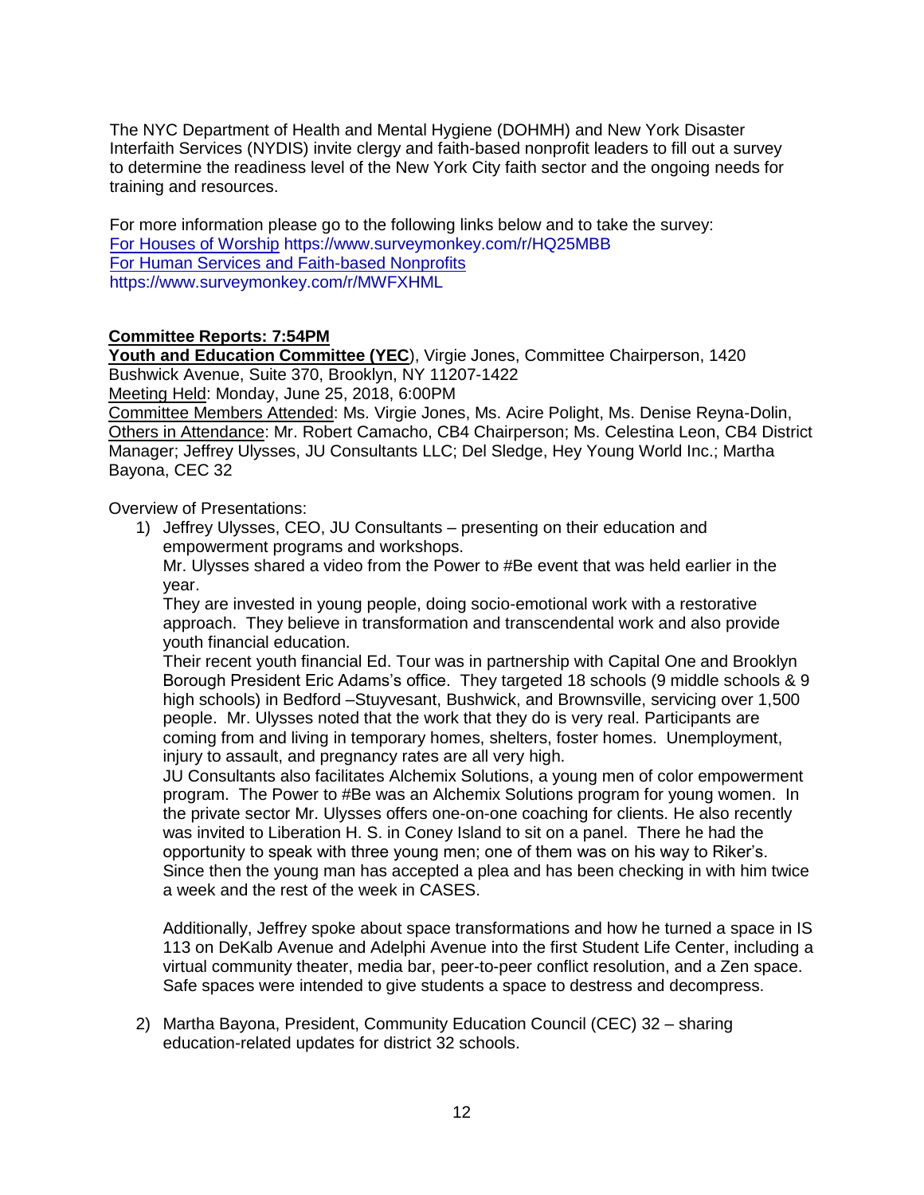The NYC Department of Health and Mental Hygiene (DOHMH) and New York Disaster Interfaith Services (NYDIS) invite clergy and faith-based nonprofit leaders to fill out a survey to determine the readiness level of the New York City faith sector and the ongoing needs for training and resources.

For more information please go to the following links below and to take the survey:
For Houses of Worship https://www.surveymonkey.com/r/HQ25MBB
For Human Services and Faith-based Nonprofits
https://www.surveymonkey.com/r/MWFXHML

**Committee Reports: 7:54PM**

**Youth and Education Committee (YEC**), Virgie Jones, Committee Chairperson, 1420 Bushwick Avenue, Suite 370, Brooklyn, NY 11207-1422

Meeting Held: Monday, June 25, 2018, 6:00PM

Committee Members Attended: Ms. Virgie Jones, Ms. Acire Polight, Ms. Denise Reyna-Dolin,

Others in Attendance: Mr. Robert Camacho, CB4 Chairperson; Ms. Celestina Leon, CB4 District Manager; Jeffrey Ulysses, JU Consultants LLC; Del Sledge, Hey Young World Inc.; Martha Bayona, CEC 32

Overview of Presentations:

1) Jeffrey Ulysses, CEO, JU Consultants – presenting on their education and empowerment programs and workshops.

   Mr. Ulysses shared a video from the Power to #Be event that was held earlier in the year.

   They are invested in young people, doing socio-emotional work with a restorative approach. They believe in transformation and transcendental work and also provide youth financial education.

   Their recent youth financial Ed. Tour was in partnership with Capital One and Brooklyn Borough President Eric Adams's office. They targeted 18 schools (9 middle schools & 9 high schools) in Bedford –Stuyvesant, Bushwick, and Brownsville, servicing over 1,500 people. Mr. Ulysses noted that the work that they do is very real. Participants are coming from and living in temporary homes, shelters, foster homes. Unemployment, injury to assault, and pregnancy rates are all very high.

   JU Consultants also facilitates Alchemix Solutions, a young men of color empowerment program. The Power to #Be was an Alchemix Solutions program for young women. In the private sector Mr. Ulysses offers one-on-one coaching for clients. He also recently was invited to Liberation H. S. in Coney Island to sit on a panel. There he had the opportunity to speak with three young men; one of them was on his way to Riker's. Since then the young man has accepted a plea and has been checking in with him twice a week and the rest of the week in CASES.

   Additionally, Jeffrey spoke about space transformations and how he turned a space in IS 113 on DeKalb Avenue and Adelphi Avenue into the first Student Life Center, including a virtual community theater, media bar, peer-to-peer conflict resolution, and a Zen space. Safe spaces were intended to give students a space to destress and decompress.

2) Martha Bayona, President, Community Education Council (CEC) 32 – sharing education-related updates for district 32 schools.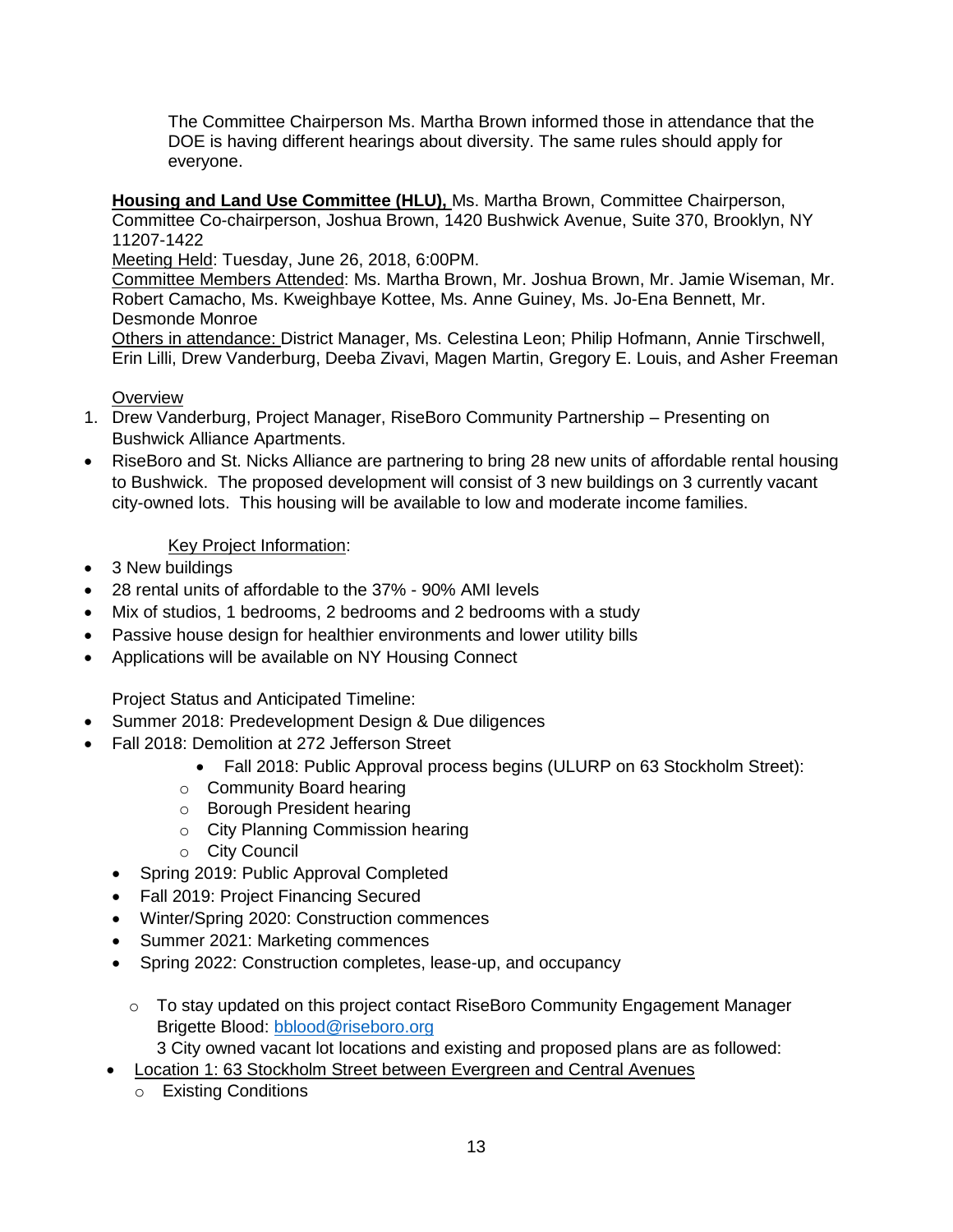The Committee Chairperson Ms. Martha Brown informed those in attendance that the DOE is having different hearings about diversity. The same rules should apply for everyone.

**Housing and Land Use Committee (HLU),** Ms. Martha Brown, Committee Chairperson, Committee Co-chairperson, Joshua Brown, 1420 Bushwick Avenue, Suite 370, Brooklyn, NY 11207-1422

Meeting Held: Tuesday, June 26, 2018, 6:00PM.

Committee Members Attended: Ms. Martha Brown, Mr. Joshua Brown, Mr. Jamie Wiseman, Mr. Robert Camacho, Ms. Kweighbaye Kottee, Ms. Anne Guiney, Ms. Jo-Ena Bennett, Mr. Desmonde Monroe

Others in attendance: District Manager, Ms. Celestina Leon; Philip Hofmann, Annie Tirschwell, Erin Lilli, Drew Vanderburg, Deeba Zivavi, Magen Martin, Gregory E. Louis, and Asher Freeman

Overview

1. Drew Vanderburg, Project Manager, RiseBoro Community Partnership – Presenting on Bushwick Alliance Apartments.

- RiseBoro and St. Nicks Alliance are partnering to bring 28 new units of affordable rental housing to Bushwick. The proposed development will consist of 3 new buildings on 3 currently vacant city-owned lots. This housing will be available to low and moderate income families.

Key Project Information:

- 3 New buildings
- 28 rental units of affordable to the 37% - 90% AMI levels
- Mix of studios, 1 bedrooms, 2 bedrooms and 2 bedrooms with a study
- Passive house design for healthier environments and lower utility bills
- Applications will be available on NY Housing Connect

Project Status and Anticipated Timeline:

- Summer 2018: Predevelopment Design & Due diligences
- Fall 2018: Demolition at 272 Jefferson Street
  - Fall 2018: Public Approval process begins (ULURP on 63 Stockholm Street):
    - Community Board hearing
    - Borough President hearing
    - City Planning Commission hearing
    - City Council
- Spring 2019: Public Approval Completed
- Fall 2019: Project Financing Secured
- Winter/Spring 2020: Construction commences
- Summer 2021: Marketing commences
- Spring 2022: Construction completes, lease-up, and occupancy
  - To stay updated on this project contact RiseBoro Community Engagement Manager Brigette Blood: bblood@riseboro.org

    3 City owned vacant lot locations and existing and proposed plans are as followed:

- Location 1: 63 Stockholm Street between Evergreen and Central Avenues
  - Existing Conditions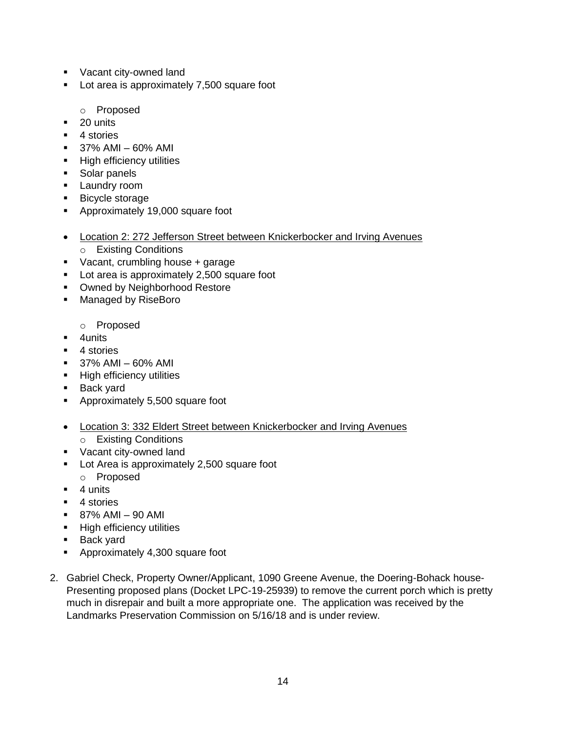- Vacant city-owned land
- Lot area is approximately 7,500 square foot

  - Proposed
- 20 units
- 4 stories
- 37% AMI – 60% AMI
- High efficiency utilities
- Solar panels
- Laundry room
- Bicycle storage
- Approximately 19,000 square foot

- <u>Location 2: 272 Jefferson Street between Knickerbocker and Irving Avenues</u>
  - Existing Conditions
- Vacant, crumbling house + garage
- Lot area is approximately 2,500 square foot
- Owned by Neighborhood Restore
- Managed by RiseBoro

  - Proposed
- 4units
- 4 stories
- 37% AMI – 60% AMI
- High efficiency utilities
- Back yard
- Approximately 5,500 square foot

- <u>Location 3: 332 Eldert Street between Knickerbocker and Irving Avenues</u>
  - Existing Conditions
- Vacant city-owned land
- Lot Area is approximately 2,500 square foot
  - Proposed
- 4 units
- 4 stories
- 87% AMI – 90 AMI
- High efficiency utilities
- Back yard
- Approximately 4,300 square foot

2. Gabriel Check, Property Owner/Applicant, 1090 Greene Avenue, the Doering-Bohack house- Presenting proposed plans (Docket LPC-19-25939) to remove the current porch which is pretty much in disrepair and built a more appropriate one. The application was received by the Landmarks Preservation Commission on 5/16/18 and is under review.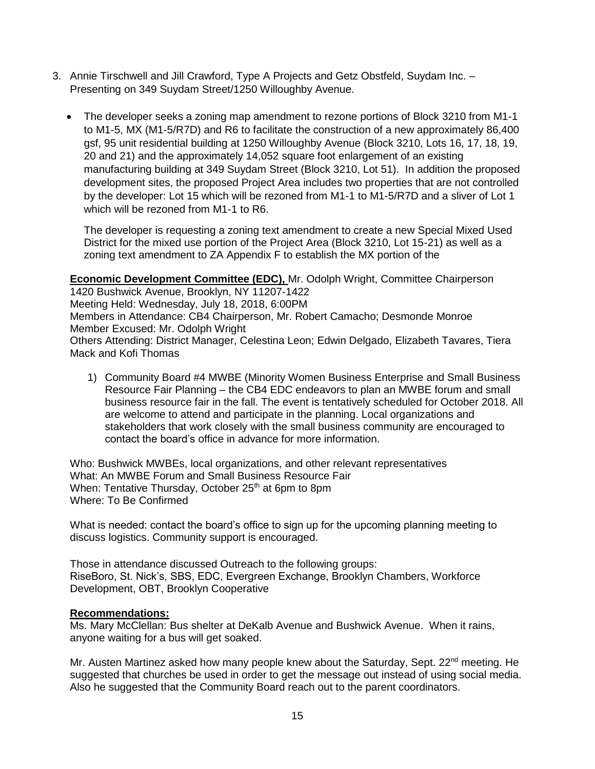3. Annie Tirschwell and Jill Crawford, Type A Projects and Getz Obstfeld, Suydam Inc. – Presenting on 349 Suydam Street/1250 Willoughby Avenue.

   - The developer seeks a zoning map amendment to rezone portions of Block 3210 from M1-1 to M1-5, MX (M1-5/R7D) and R6 to facilitate the construction of a new approximately 86,400 gsf, 95 unit residential building at 1250 Willoughby Avenue (Block 3210, Lots 16, 17, 18, 19, 20 and 21) and the approximately 14,052 square foot enlargement of an existing manufacturing building at 349 Suydam Street (Block 3210, Lot 51). In addition the proposed development sites, the proposed Project Area includes two properties that are not controlled by the developer: Lot 15 which will be rezoned from M1-1 to M1-5/R7D and a sliver of Lot 1 which will be rezoned from M1-1 to R6.

     The developer is requesting a zoning text amendment to create a new Special Mixed Used District for the mixed use portion of the Project Area (Block 3210, Lot 15-21) as well as a zoning text amendment to ZA Appendix F to establish the MX portion of the

**Economic Development Committee (EDC),** Mr. Odolph Wright, Committee Chairperson
1420 Bushwick Avenue, Brooklyn, NY 11207-1422
Meeting Held: Wednesday, July 18, 2018, 6:00PM
Members in Attendance: CB4 Chairperson, Mr. Robert Camacho; Desmonde Monroe
Member Excused: Mr. Odolph Wright
Others Attending: District Manager, Celestina Leon; Edwin Delgado, Elizabeth Tavares, Tiera Mack and Kofi Thomas

1) Community Board #4 MWBE (Minority Women Business Enterprise and Small Business Resource Fair Planning – the CB4 EDC endeavors to plan an MWBE forum and small business resource fair in the fall. The event is tentatively scheduled for October 2018. All are welcome to attend and participate in the planning. Local organizations and stakeholders that work closely with the small business community are encouraged to contact the board's office in advance for more information.

Who: Bushwick MWBEs, local organizations, and other relevant representatives
What: An MWBE Forum and Small Business Resource Fair
When: Tentative Thursday, October 25th at 6pm to 8pm
Where: To Be Confirmed

What is needed: contact the board's office to sign up for the upcoming planning meeting to discuss logistics. Community support is encouraged.

Those in attendance discussed Outreach to the following groups:
RiseBoro, St. Nick's, SBS, EDC, Evergreen Exchange, Brooklyn Chambers, Workforce Development, OBT, Brooklyn Cooperative

**Recommendations:**
Ms. Mary McClellan: Bus shelter at DeKalb Avenue and Bushwick Avenue. When it rains, anyone waiting for a bus will get soaked.

Mr. Austen Martinez asked how many people knew about the Saturday, Sept. 22nd meeting. He suggested that churches be used in order to get the message out instead of using social media. Also he suggested that the Community Board reach out to the parent coordinators.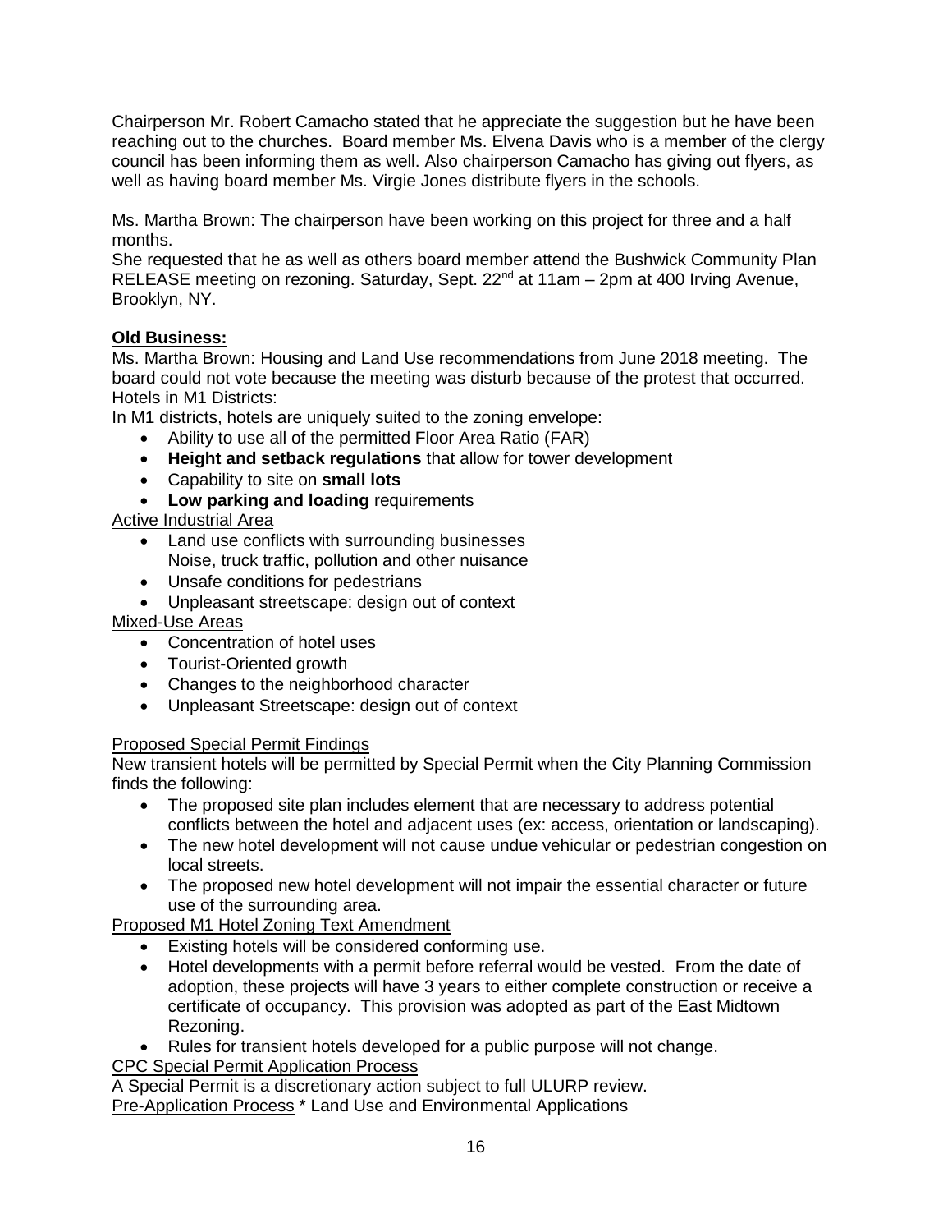Chairperson Mr. Robert Camacho stated that he appreciate the suggestion but he have been reaching out to the churches. Board member Ms. Elvena Davis who is a member of the clergy council has been informing them as well. Also chairperson Camacho has giving out flyers, as well as having board member Ms. Virgie Jones distribute flyers in the schools.

Ms. Martha Brown: The chairperson have been working on this project for three and a half months.
She requested that he as well as others board member attend the Bushwick Community Plan RELEASE meeting on rezoning. Saturday, Sept. 22nd at 11am – 2pm at 400 Irving Avenue, Brooklyn, NY.

**Old Business:**

Ms. Martha Brown: Housing and Land Use recommendations from June 2018 meeting. The board could not vote because the meeting was disturb because of the protest that occurred.
Hotels in M1 Districts:
In M1 districts, hotels are uniquely suited to the zoning envelope:

- Ability to use all of the permitted Floor Area Ratio (FAR)
- **Height and setback regulations** that allow for tower development
- Capability to site on **small lots**
- **Low parking and loading** requirements

Active Industrial Area

- Land use conflicts with surrounding businesses
  Noise, truck traffic, pollution and other nuisance
- Unsafe conditions for pedestrians
- Unpleasant streetscape: design out of context

Mixed-Use Areas

- Concentration of hotel uses
- Tourist-Oriented growth
- Changes to the neighborhood character
- Unpleasant Streetscape: design out of context

Proposed Special Permit Findings
New transient hotels will be permitted by Special Permit when the City Planning Commission finds the following:

- The proposed site plan includes element that are necessary to address potential conflicts between the hotel and adjacent uses (ex: access, orientation or landscaping).
- The new hotel development will not cause undue vehicular or pedestrian congestion on local streets.
- The proposed new hotel development will not impair the essential character or future use of the surrounding area.

Proposed M1 Hotel Zoning Text Amendment

- Existing hotels will be considered conforming use.
- Hotel developments with a permit before referral would be vested. From the date of adoption, these projects will have 3 years to either complete construction or receive a certificate of occupancy. This provision was adopted as part of the East Midtown Rezoning.
- Rules for transient hotels developed for a public purpose will not change.

CPC Special Permit Application Process
A Special Permit is a discretionary action subject to full ULURP review.
Pre-Application Process * Land Use and Environmental Applications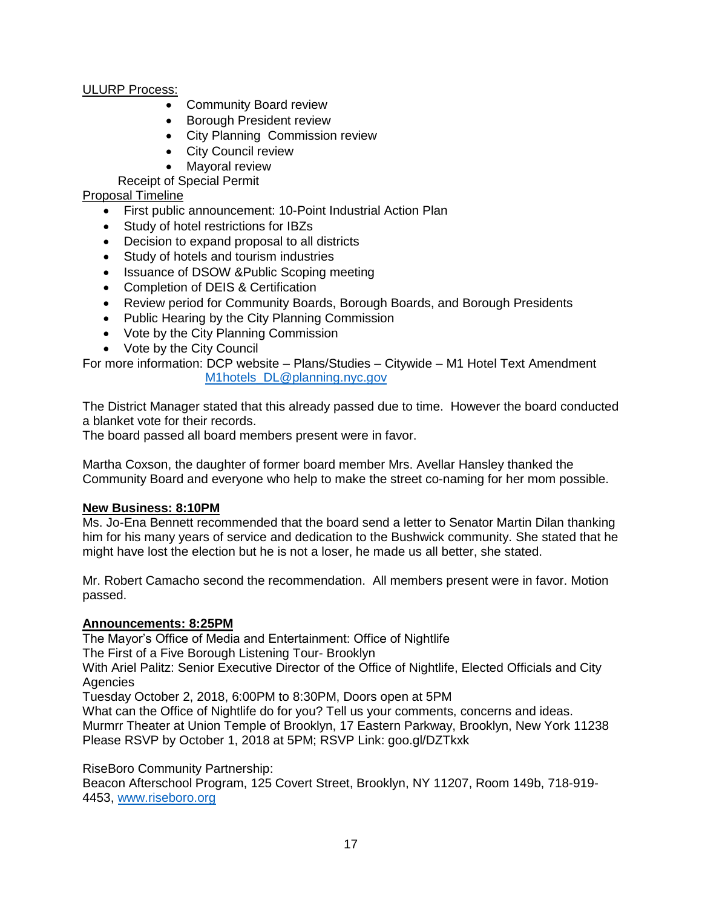<u>ULURP Process:</u>

- Community Board review
- Borough President review
- City Planning  Commission review
- City Council review
- Mayoral review

Receipt of Special Permit

<u>Proposal Timeline</u>

- First public announcement: 10-Point Industrial Action Plan
- Study of hotel restrictions for IBZs
- Decision to expand proposal to all districts
- Study of hotels and tourism industries
- Issuance of DSOW &Public Scoping meeting
- Completion of DEIS & Certification
- Review period for Community Boards, Borough Boards, and Borough Presidents
- Public Hearing by the City Planning Commission
- Vote by the City Planning Commission
- Vote by the City Council

For more information: DCP website – Plans/Studies – Citywide – M1 Hotel Text Amendment
M1hotels_DL@planning.nyc.gov

The District Manager stated that this already passed due to time.  However the board conducted a blanket vote for their records.
The board passed all board members present were in favor.

Martha Coxson, the daughter of former board member Mrs. Avellar Hansley thanked the Community Board and everyone who help to make the street co-naming for her mom possible.

**<u>New Business: 8:10PM</u>**
Ms. Jo-Ena Bennett recommended that the board send a letter to Senator Martin Dilan thanking him for his many years of service and dedication to the Bushwick community. She stated that he might have lost the election but he is not a loser, he made us all better, she stated.

Mr. Robert Camacho second the recommendation.  All members present were in favor. Motion passed.

**<u>Announcements: 8:25PM</u>**
The Mayor's Office of Media and Entertainment: Office of Nightlife
The First of a Five Borough Listening Tour- Brooklyn
With Ariel Palitz: Senior Executive Director of the Office of Nightlife, Elected Officials and City Agencies
Tuesday October 2, 2018, 6:00PM to 8:30PM, Doors open at 5PM
What can the Office of Nightlife do for you? Tell us your comments, concerns and ideas.
Murmrr Theater at Union Temple of Brooklyn, 17 Eastern Parkway, Brooklyn, New York 11238
Please RSVP by October 1, 2018 at 5PM; RSVP Link: goo.gl/DZTkxk

RiseBoro Community Partnership:
Beacon Afterschool Program, 125 Covert Street, Brooklyn, NY 11207, Room 149b, 718-919-4453, www.riseboro.org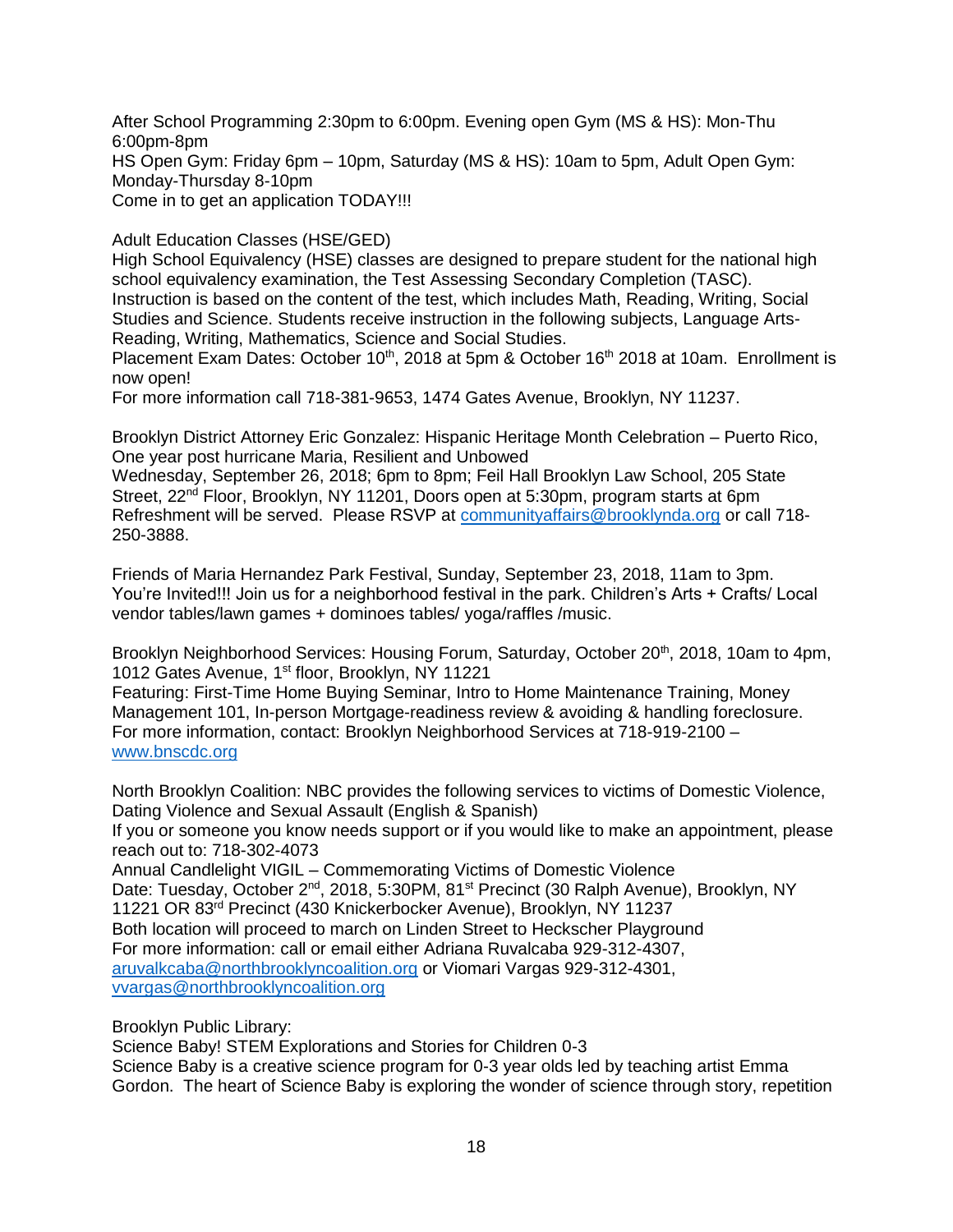After School Programming 2:30pm to 6:00pm. Evening open Gym (MS & HS): Mon-Thu 6:00pm-8pm
HS Open Gym: Friday 6pm – 10pm, Saturday (MS & HS): 10am to 5pm, Adult Open Gym: Monday-Thursday 8-10pm
Come in to get an application TODAY!!!

Adult Education Classes (HSE/GED)
High School Equivalency (HSE) classes are designed to prepare student for the national high school equivalency examination, the Test Assessing Secondary Completion (TASC). Instruction is based on the content of the test, which includes Math, Reading, Writing, Social Studies and Science. Students receive instruction in the following subjects, Language Arts-Reading, Writing, Mathematics, Science and Social Studies.
Placement Exam Dates: October 10th, 2018 at 5pm & October 16th 2018 at 10am. Enrollment is now open!
For more information call 718-381-9653, 1474 Gates Avenue, Brooklyn, NY 11237.

Brooklyn District Attorney Eric Gonzalez: Hispanic Heritage Month Celebration – Puerto Rico, One year post hurricane Maria, Resilient and Unbowed
Wednesday, September 26, 2018; 6pm to 8pm; Feil Hall Brooklyn Law School, 205 State Street, 22nd Floor, Brooklyn, NY 11201, Doors open at 5:30pm, program starts at 6pm
Refreshment will be served. Please RSVP at communityaffairs@brooklynda.org or call 718-250-3888.

Friends of Maria Hernandez Park Festival, Sunday, September 23, 2018, 11am to 3pm. You're Invited!!! Join us for a neighborhood festival in the park. Children's Arts + Crafts/ Local vendor tables/lawn games + dominoes tables/ yoga/raffles /music.

Brooklyn Neighborhood Services: Housing Forum, Saturday, October 20th, 2018, 10am to 4pm, 1012 Gates Avenue, 1st floor, Brooklyn, NY 11221
Featuring: First-Time Home Buying Seminar, Intro to Home Maintenance Training, Money Management 101, In-person Mortgage-readiness review & avoiding & handling foreclosure.
For more information, contact: Brooklyn Neighborhood Services at 718-919-2100 – www.bnscdc.org

North Brooklyn Coalition: NBC provides the following services to victims of Domestic Violence, Dating Violence and Sexual Assault (English & Spanish)
If you or someone you know needs support or if you would like to make an appointment, please reach out to: 718-302-4073
Annual Candlelight VIGIL – Commemorating Victims of Domestic Violence
Date: Tuesday, October 2nd, 2018, 5:30PM, 81st Precinct (30 Ralph Avenue), Brooklyn, NY 11221 OR 83rd Precinct (430 Knickerbocker Avenue), Brooklyn, NY 11237
Both location will proceed to march on Linden Street to Heckscher Playground
For more information: call or email either Adriana Ruvalcaba 929-312-4307, aruvalkcaba@northbrooklyncoalition.org or Viomari Vargas 929-312-4301, vvargas@northbrooklyncoalition.org

Brooklyn Public Library:
Science Baby! STEM Explorations and Stories for Children 0-3
Science Baby is a creative science program for 0-3 year olds led by teaching artist Emma Gordon. The heart of Science Baby is exploring the wonder of science through story, repetition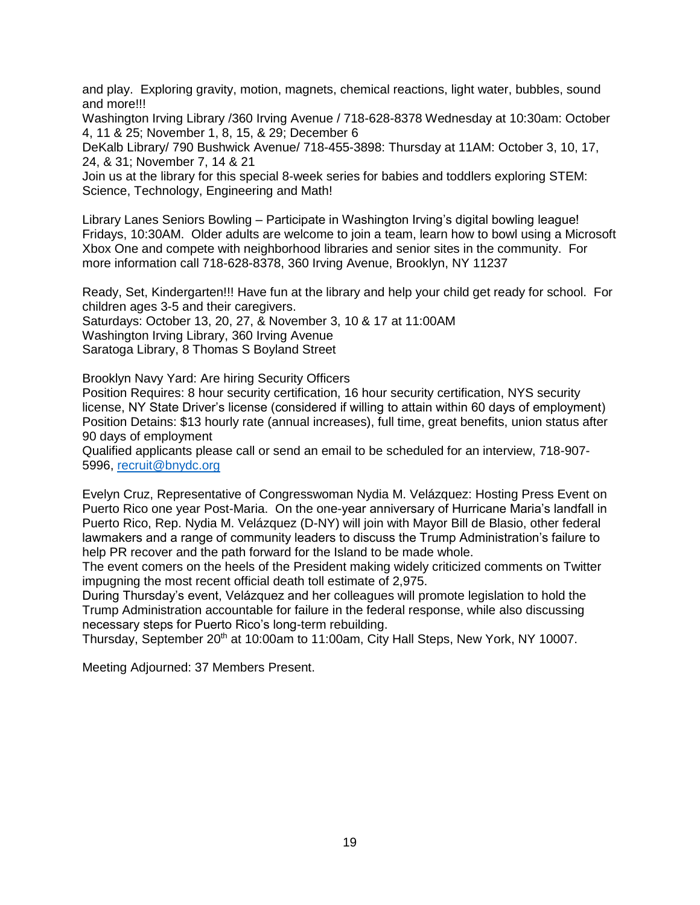and play. Exploring gravity, motion, magnets, chemical reactions, light water, bubbles, sound and more!!!

Washington Irving Library /360 Irving Avenue / 718-628-8378 Wednesday at 10:30am: October 4, 11 & 25; November 1, 8, 15, & 29; December 6

DeKalb Library/ 790 Bushwick Avenue/ 718-455-3898: Thursday at 11AM: October 3, 10, 17, 24, & 31; November 7, 14 & 21

Join us at the library for this special 8-week series for babies and toddlers exploring STEM: Science, Technology, Engineering and Math!

Library Lanes Seniors Bowling – Participate in Washington Irving's digital bowling league! Fridays, 10:30AM. Older adults are welcome to join a team, learn how to bowl using a Microsoft Xbox One and compete with neighborhood libraries and senior sites in the community. For more information call 718-628-8378, 360 Irving Avenue, Brooklyn, NY 11237

Ready, Set, Kindergarten!!! Have fun at the library and help your child get ready for school. For children ages 3-5 and their caregivers.

Saturdays: October 13, 20, 27, & November 3, 10 & 17 at 11:00AM

Washington Irving Library, 360 Irving Avenue

Saratoga Library, 8 Thomas S Boyland Street

Brooklyn Navy Yard: Are hiring Security Officers

Position Requires: 8 hour security certification, 16 hour security certification, NYS security license, NY State Driver's license (considered if willing to attain within 60 days of employment)

Position Detains: $13 hourly rate (annual increases), full time, great benefits, union status after 90 days of employment

Qualified applicants please call or send an email to be scheduled for an interview, 718-907-5996, recruit@bnydc.org

Evelyn Cruz, Representative of Congresswoman Nydia M. Velázquez: Hosting Press Event on Puerto Rico one year Post-Maria. On the one-year anniversary of Hurricane Maria's landfall in Puerto Rico, Rep. Nydia M. Velázquez (D-NY) will join with Mayor Bill de Blasio, other federal lawmakers and a range of community leaders to discuss the Trump Administration's failure to help PR recover and the path forward for the Island to be made whole.

The event comers on the heels of the President making widely criticized comments on Twitter impugning the most recent official death toll estimate of 2,975.

During Thursday's event, Velázquez and her colleagues will promote legislation to hold the Trump Administration accountable for failure in the federal response, while also discussing necessary steps for Puerto Rico's long-term rebuilding.

Thursday, September 20th at 10:00am to 11:00am, City Hall Steps, New York, NY 10007.

Meeting Adjourned: 37 Members Present.